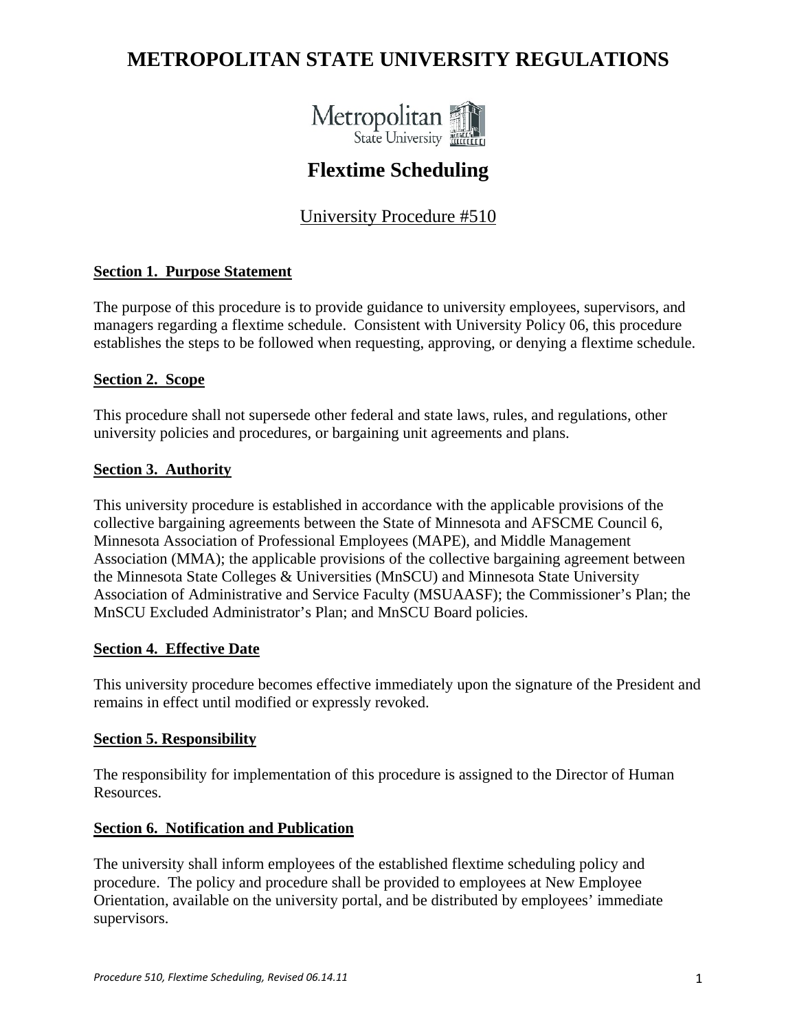# METROPOLITAN STATE UNIVERSITY REGULATIONS

## Flextime Scheduling

University Procedure #510

### Section 1. Purpose Statement

The purpose of this procedure is to provide guidance to university employees, supervisors, and managers regarding a flextime schedule. Consistent with University Policy 06, this procedure establishes the steps to be followed when requesting, approving, or denying a flextime schedule.

### Section 2. Scope

This procedure shall not supersede other federal and state laws, rules, and regulations, other university policies and procedures, or bargaining unit agreements and plans.

### Section 3. Authority

This university procedure is established in accordance with the applicable provisions of the collective bargaining agreements between the State of Minnesota and AFSCME Council 6, Minnesota Association of Professional Employees (MAPE), and Middle Management Association (MMA); the applicable provisions of the collective bargaining agreement between the Minnesota State Colleges & Universities (MnSCU) and Minnesota State University Association of Administrative and Service Faculty (MSUAASF); the Commissioner's Plan; the MnSCU Excluded Administrator's Plan; and MnSCU Board policies.

### Section 4. Effective Date

This university procedure becomes effective immediately upon the signature of the President and remains in effect until modified or expressly revoked.

### Section 5. Responsibility

The responsibility for implementation of this procedure is assigned to the Director of Human Resources.

### Section 6. Notification and Publication

The university shall inform employees of the established flextime scheduling policy and procedure. The policy and procedure shall be provided to employees at New Employee Orientation, available on the university portal, and be distributed by employees' immediate supervisors.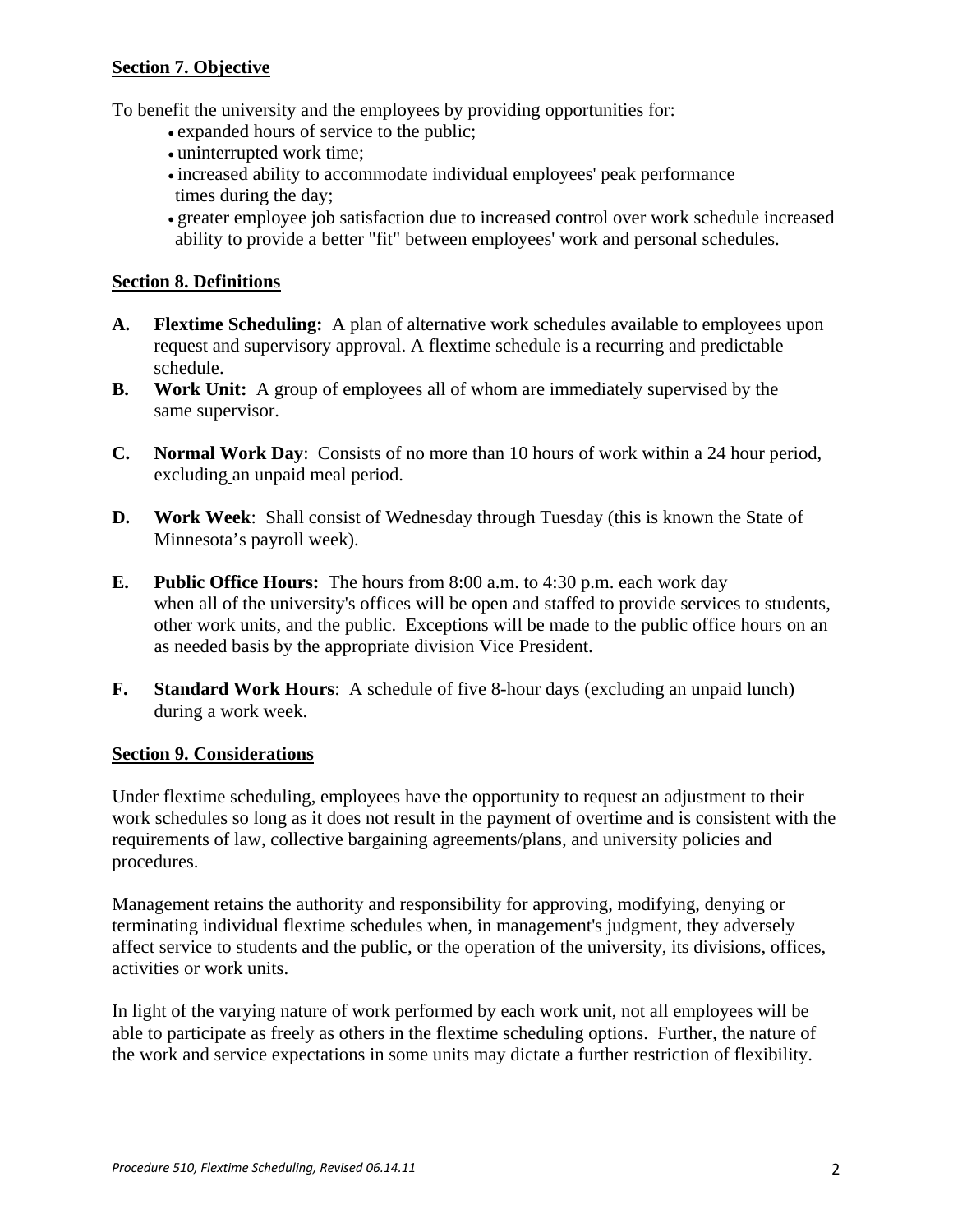## Section 7. Objective

To benefit the university and the employees by providing opportunities for:

- expanded hours of service to the public;
- uninterrupted work time;
- increased ability to accommodate individual employees' peak performance times during the day;
- greater employee job satisfaction due to increased control over work schedule increased ability to provide a better "fit" between employees' work and personal schedules.

## Section 8. Definitions

**A. Flextime Scheduling:** A plan of alternative work schedules available to employees upon request and supervisory approval. A flextime schedule is a recurring and predictable schedule.

**B. Work Unit:** A group of employees all of whom are immediately supervised by the same supervisor.

**C. Normal Work Day**: Consists of no more than 10 hours of work within a 24 hour period, excluding an unpaid meal period.

**D. Work Week**: Shall consist of Wednesday through Tuesday (this is known the State of Minnesota's payroll week).

**E. Public Office Hours:** The hours from 8:00 a.m. to 4:30 p.m. each work day when all of the university's offices will be open and staffed to provide services to students, other work units, and the public. Exceptions will be made to the public office hours on an as needed basis by the appropriate division Vice President.

**F. Standard Work Hours**: A schedule of five 8-hour days (excluding an unpaid lunch) during a work week.

## Section 9. Considerations

Under flextime scheduling, employees have the opportunity to request an adjustment to their work schedules so long as it does not result in the payment of overtime and is consistent with the requirements of law, collective bargaining agreements/plans, and university policies and procedures.

Management retains the authority and responsibility for approving, modifying, denying or terminating individual flextime schedules when, in management's judgment, they adversely affect service to students and the public, or the operation of the university, its divisions, offices, activities or work units.

In light of the varying nature of work performed by each work unit, not all employees will be able to participate as freely as others in the flextime scheduling options. Further, the nature of the work and service expectations in some units may dictate a further restriction of flexibility.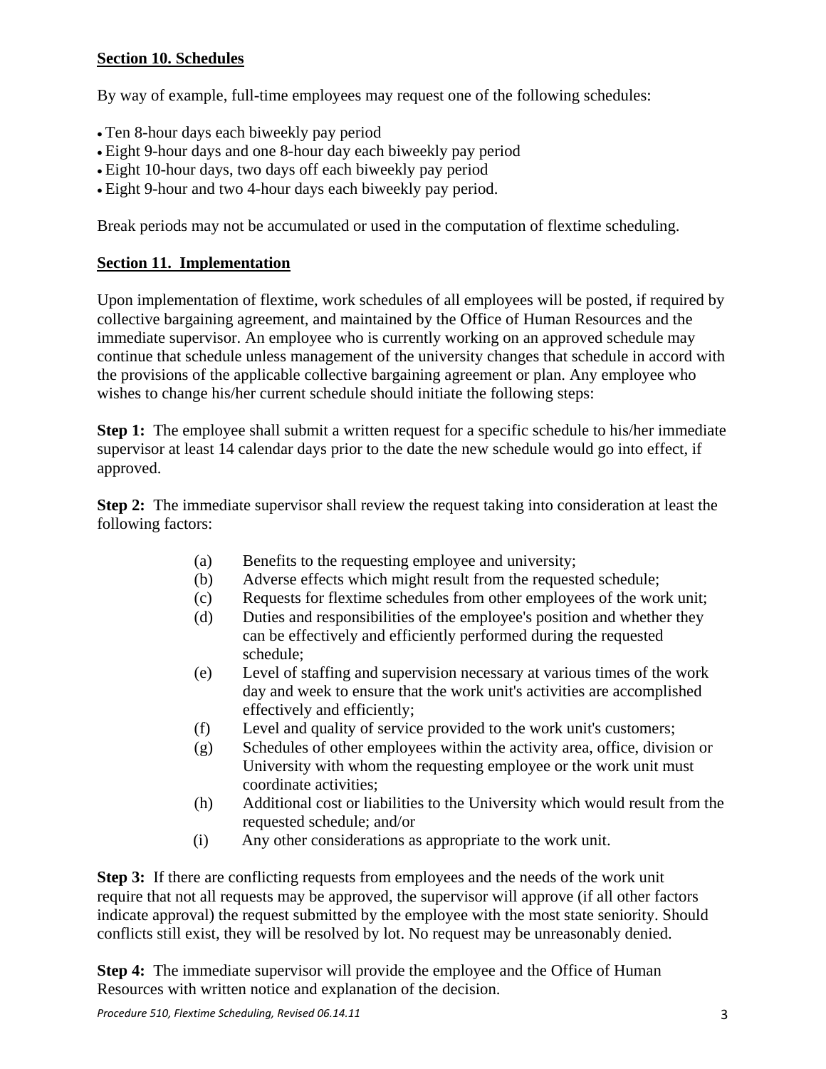## Section 10. Schedules

By way of example, full-time employees may request one of the following schedules:

- Ten 8-hour days each biweekly pay period
- Eight 9-hour days and one 8-hour day each biweekly pay period
- Eight 10-hour days, two days off each biweekly pay period
- Eight 9-hour and two 4-hour days each biweekly pay period.

Break periods may not be accumulated or used in the computation of flextime scheduling.

## Section 11. Implementation

Upon implementation of flextime, work schedules of all employees will be posted, if required by collective bargaining agreement, and maintained by the Office of Human Resources and the immediate supervisor. An employee who is currently working on an approved schedule may continue that schedule unless management of the university changes that schedule in accord with the provisions of the applicable collective bargaining agreement or plan. Any employee who wishes to change his/her current schedule should initiate the following steps:

**Step 1:** The employee shall submit a written request for a specific schedule to his/her immediate supervisor at least 14 calendar days prior to the date the new schedule would go into effect, if approved.

**Step 2:** The immediate supervisor shall review the request taking into consideration at least the following factors:

(a) Benefits to the requesting employee and university;

(b) Adverse effects which might result from the requested schedule;

(c) Requests for flextime schedules from other employees of the work unit;

(d) Duties and responsibilities of the employee's position and whether they can be effectively and efficiently performed during the requested schedule;

(e) Level of staffing and supervision necessary at various times of the work day and week to ensure that the work unit's activities are accomplished effectively and efficiently;

(f) Level and quality of service provided to the work unit's customers;

(g) Schedules of other employees within the activity area, office, division or University with whom the requesting employee or the work unit must coordinate activities;

(h) Additional cost or liabilities to the University which would result from the requested schedule; and/or

(i) Any other considerations as appropriate to the work unit.

**Step 3:** If there are conflicting requests from employees and the needs of the work unit require that not all requests may be approved, the supervisor will approve (if all other factors indicate approval) the request submitted by the employee with the most state seniority. Should conflicts still exist, they will be resolved by lot. No request may be unreasonably denied.

**Step 4:** The immediate supervisor will provide the employee and the Office of Human Resources with written notice and explanation of the decision.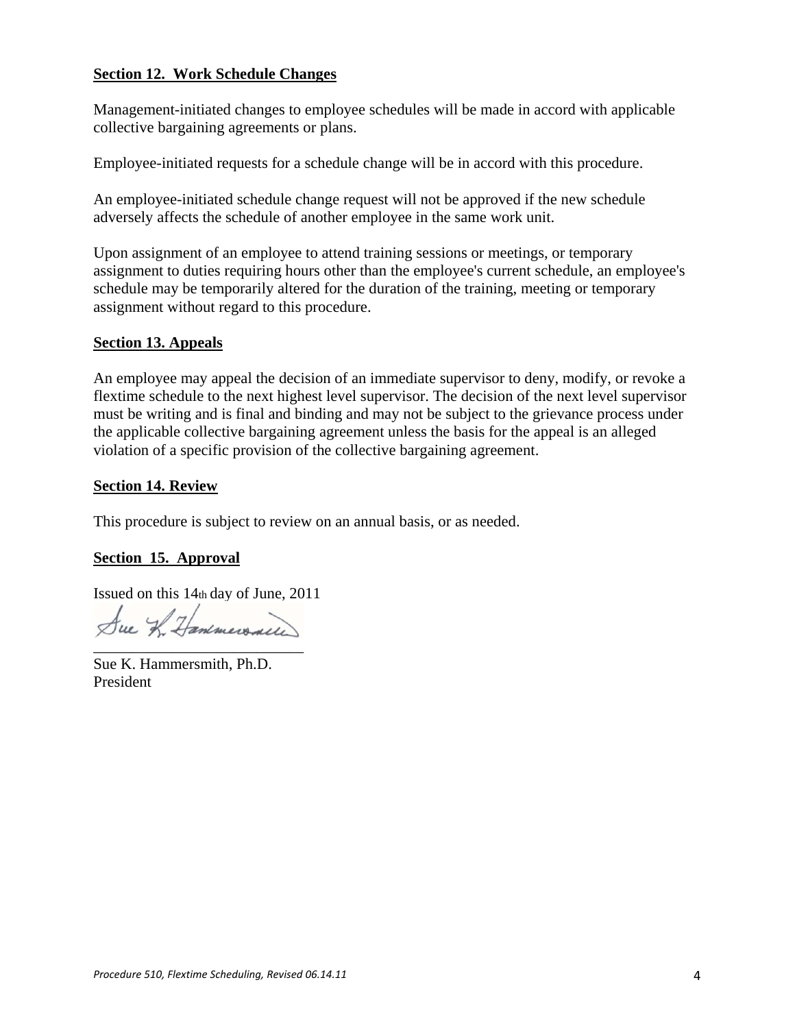**Section 12. Work Schedule Changes**

Management-initiated changes to employee schedules will be made in accord with applicable collective bargaining agreements or plans.

Employee-initiated requests for a schedule change will be in accord with this procedure.

An employee-initiated schedule change request will not be approved if the new schedule adversely affects the schedule of another employee in the same work unit.

Upon assignment of an employee to attend training sessions or meetings, or temporary assignment to duties requiring hours other than the employee's current schedule, an employee's schedule may be temporarily altered for the duration of the training, meeting or temporary assignment without regard to this procedure.

**Section 13. Appeals**

An employee may appeal the decision of an immediate supervisor to deny, modify, or revoke a flextime schedule to the next highest level supervisor. The decision of the next level supervisor must be writing and is final and binding and may not be subject to the grievance process under the applicable collective bargaining agreement unless the basis for the appeal is an alleged violation of a specific provision of the collective bargaining agreement.

**Section 14. Review**

This procedure is subject to review on an annual basis, or as needed.

**Section 15. Approval**

Issued on this 14th day of June, 2011

___________________________

Sue K. Hammersmith, Ph.D.
President